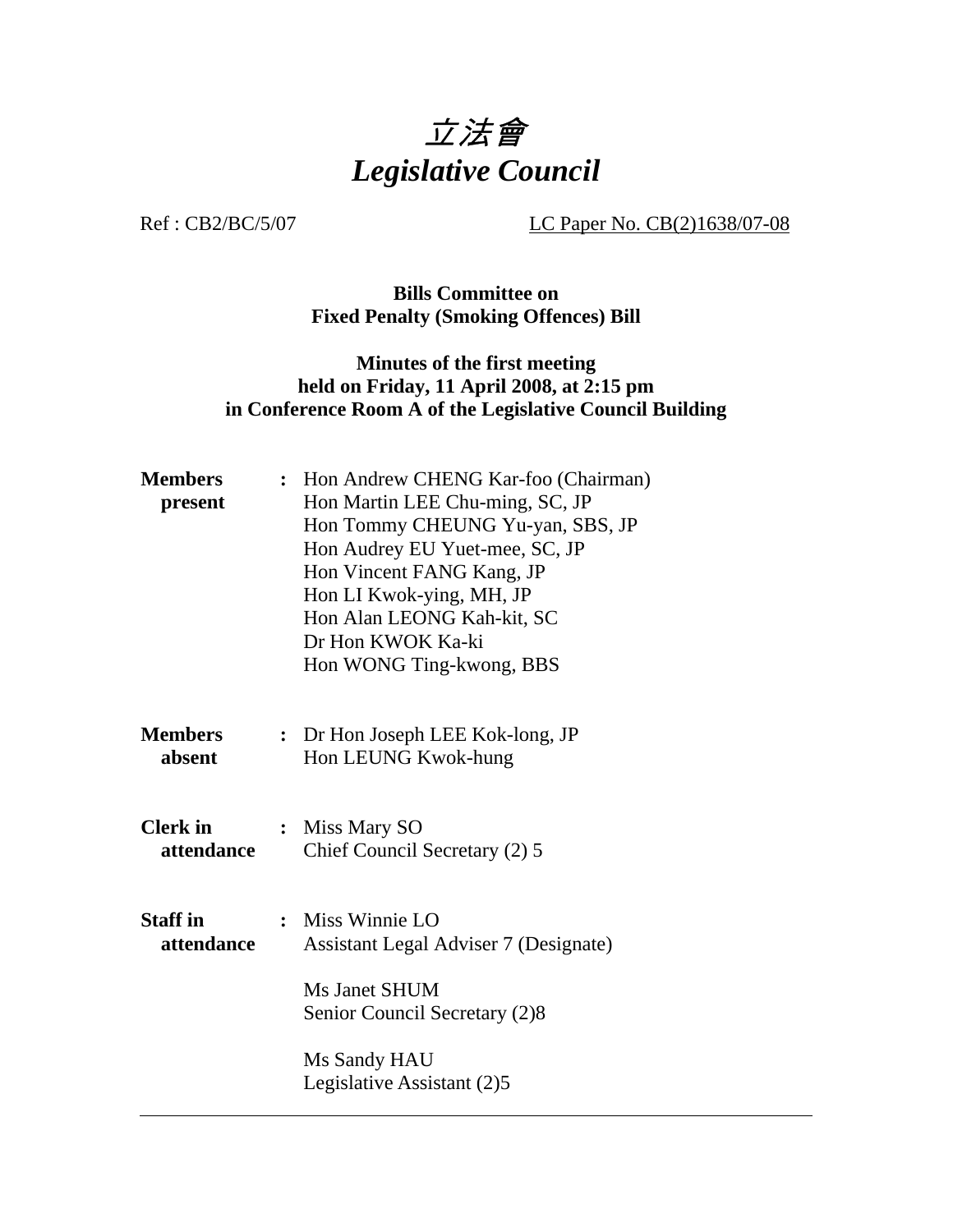# 立法會
# *Legislative Council*

Ref : CB2/BC/5/07 LC Paper No. CB(2)1638/07-08

**Bills Committee on**
**Fixed Penalty (Smoking Offences) Bill**

**Minutes of the first meeting**
**held on Friday, 11 April 2008, at 2:15 pm**
**in Conference Room A of the Legislative Council Building**

| | | |
|---|---|---|
| **Members present** | : | Hon Andrew CHENG Kar-foo (Chairman)<br>Hon Martin LEE Chu-ming, SC, JP<br>Hon Tommy CHEUNG Yu-yan, SBS, JP<br>Hon Audrey EU Yuet-mee, SC, JP<br>Hon Vincent FANG Kang, JP<br>Hon LI Kwok-ying, MH, JP<br>Hon Alan LEONG Kah-kit, SC<br>Dr Hon KWOK Ka-ki<br>Hon WONG Ting-kwong, BBS |
| **Members absent** | : | Dr Hon Joseph LEE Kok-long, JP<br>Hon LEUNG Kwok-hung |
| **Clerk in attendance** | : | Miss Mary SO<br>Chief Council Secretary (2) 5 |
| **Staff in attendance** | : | Miss Winnie LO<br>Assistant Legal Adviser 7 (Designate)<br><br>Ms Janet SHUM<br>Senior Council Secretary (2)8<br><br>Ms Sandy HAU<br>Legislative Assistant (2)5 |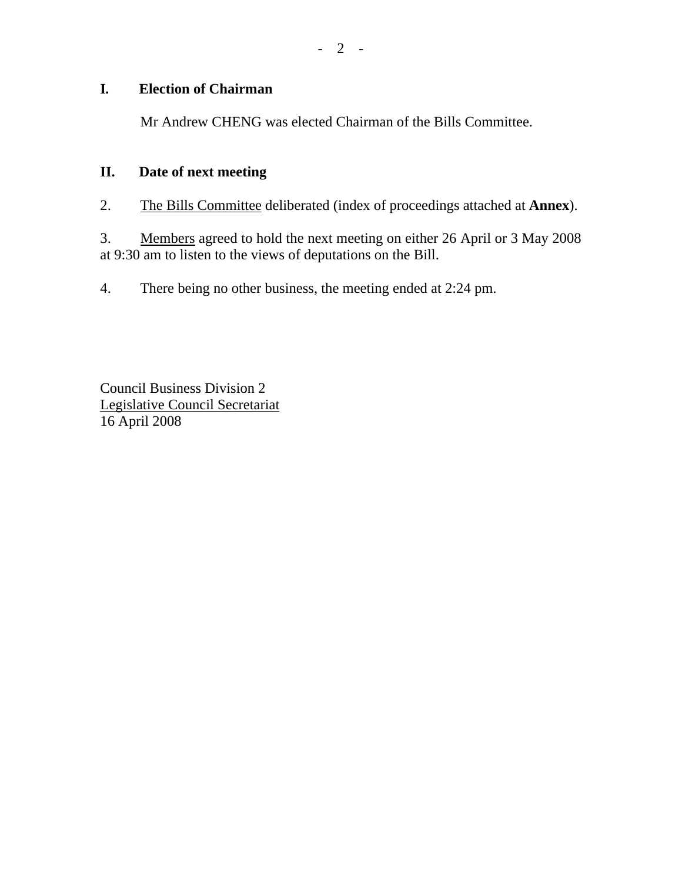## I. Election of Chairman

Mr Andrew CHENG was elected Chairman of the Bills Committee.

## II. Date of next meeting

2. The Bills Committee deliberated (index of proceedings attached at **Annex**).

3. Members agreed to hold the next meeting on either 26 April or 3 May 2008 at 9:30 am to listen to the views of deputations on the Bill.

4. There being no other business, the meeting ended at 2:24 pm.

Council Business Division 2
Legislative Council Secretariat
16 April 2008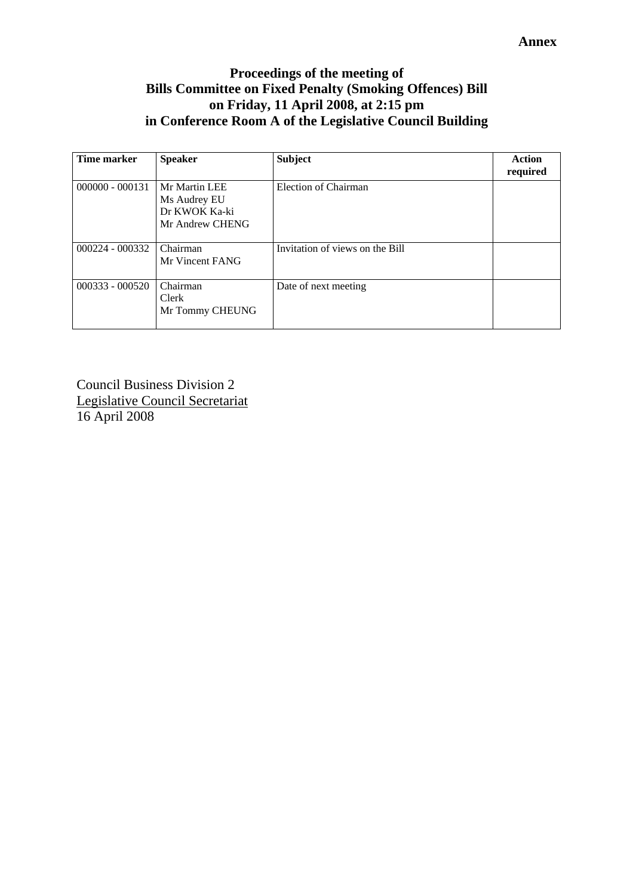**Annex**

# Proceedings of the meeting of Bills Committee on Fixed Penalty (Smoking Offences) Bill on Friday, 11 April 2008, at 2:15 pm in Conference Room A of the Legislative Council Building

| Time marker | Speaker | Subject | Action required |
|---|---|---|---|
| 000000 - 000131 | Mr Martin LEE<br>Ms Audrey EU<br>Dr KWOK Ka-ki<br>Mr Andrew CHENG | Election of Chairman | |
| 000224 - 000332 | Chairman<br>Mr Vincent FANG | Invitation of views on the Bill | |
| 000333 - 000520 | Chairman<br>Clerk<br>Mr Tommy CHEUNG | Date of next meeting | |

Council Business Division 2
Legislative Council Secretariat
16 April 2008